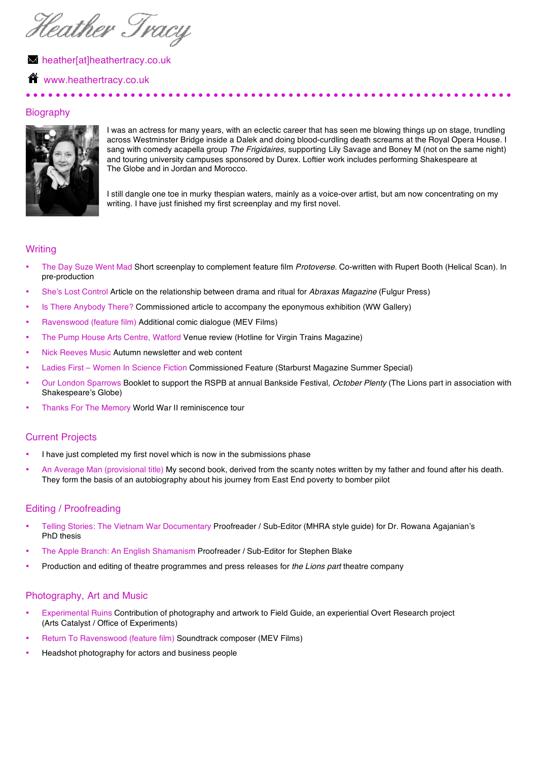# Heather Tracy

✉ heather[at]heathertracy.co.uk

🏠 www.heathertracy.co.uk

## Biography

I was an actress for many years, with an eclectic career that has seen me blowing things up on stage, trundling across Westminster Bridge inside a Dalek and doing blood-curdling death screams at the Royal Opera House. I sang with comedy acapella group *The Frigidaires,* supporting Lily Savage and Boney M (not on the same night) and touring university campuses sponsored by Durex. Loftier work includes performing Shakespeare at The Globe and in Jordan and Morocco.

I still dangle one toe in murky thespian waters, mainly as a voice-over artist, but am now concentrating on my writing. I have just finished my first screenplay and my first novel.

## Writing

- The Day Suze Went Mad Short screenplay to complement feature film *Protoverse*. Co-written with Rupert Booth (Helical Scan). In pre-production
- She's Lost Control Article on the relationship between drama and ritual for *Abraxas Magazine* (Fulgur Press)
- Is There Anybody There? Commissioned article to accompany the eponymous exhibition (WW Gallery)
- Ravenswood (feature film) Additional comic dialogue (MEV Films)
- The Pump House Arts Centre, Watford Venue review (Hotline for Virgin Trains Magazine)
- Nick Reeves Music Autumn newsletter and web content
- Ladies First – Women In Science Fiction Commissioned Feature (Starburst Magazine Summer Special)
- Our London Sparrows Booklet to support the RSPB at annual Bankside Festival, *October Plenty* (The Lions part in association with Shakespeare's Globe)
- Thanks For The Memory World War II reminiscence tour

## Current Projects

- I have just completed my first novel which is now in the submissions phase
- An Average Man (provisional title) My second book, derived from the scanty notes written by my father and found after his death. They form the basis of an autobiography about his journey from East End poverty to bomber pilot

## Editing / Proofreading

- Telling Stories: The Vietnam War Documentary Proofreader / Sub-Editor (MHRA style guide) for Dr. Rowana Agajanian's PhD thesis
- The Apple Branch: An English Shamanism Proofreader / Sub-Editor for Stephen Blake
- Production and editing of theatre programmes and press releases for *the Lions part* theatre company

## Photography, Art and Music

- Experimental Ruins Contribution of photography and artwork to Field Guide, an experiential Overt Research project (Arts Catalyst / Office of Experiments)
- Return To Ravenswood (feature film) Soundtrack composer (MEV Films)
- Headshot photography for actors and business people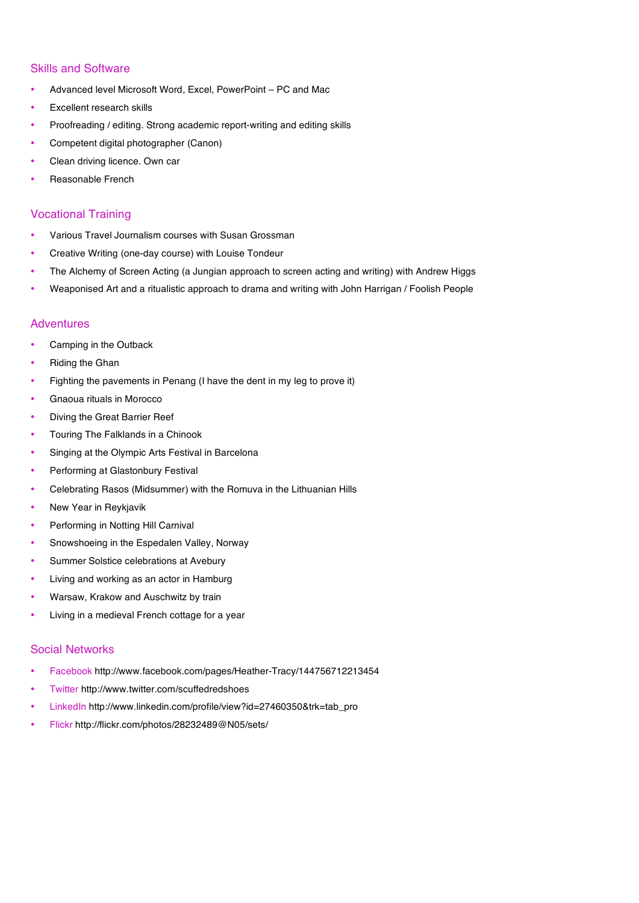## Skills and Software

- Advanced level Microsoft Word, Excel, PowerPoint – PC and Mac
- Excellent research skills
- Proofreading / editing. Strong academic report-writing and editing skills
- Competent digital photographer (Canon)
- Clean driving licence. Own car
- Reasonable French

## Vocational Training

- Various Travel Journalism courses with Susan Grossman
- Creative Writing (one-day course) with Louise Tondeur
- The Alchemy of Screen Acting (a Jungian approach to screen acting and writing) with Andrew Higgs
- Weaponised Art and a ritualistic approach to drama and writing with John Harrigan / Foolish People

## Adventures

- Camping in the Outback
- Riding the Ghan
- Fighting the pavements in Penang (I have the dent in my leg to prove it)
- Gnaoua rituals in Morocco
- Diving the Great Barrier Reef
- Touring The Falklands in a Chinook
- Singing at the Olympic Arts Festival in Barcelona
- Performing at Glastonbury Festival
- Celebrating Rasos (Midsummer) with the Romuva in the Lithuanian Hills
- New Year in Reykjavik
- Performing in Notting Hill Carnival
- Snowshoeing in the Espedalen Valley, Norway
- Summer Solstice celebrations at Avebury
- Living and working as an actor in Hamburg
- Warsaw, Krakow and Auschwitz by train
- Living in a medieval French cottage for a year

## Social Networks

- Facebook http://www.facebook.com/pages/Heather-Tracy/144756712213454
- Twitter http://www.twitter.com/scuffedredshoes
- LinkedIn http://www.linkedin.com/profile/view?id=27460350&trk=tab_pro
- Flickr http://flickr.com/photos/28232489@N05/sets/